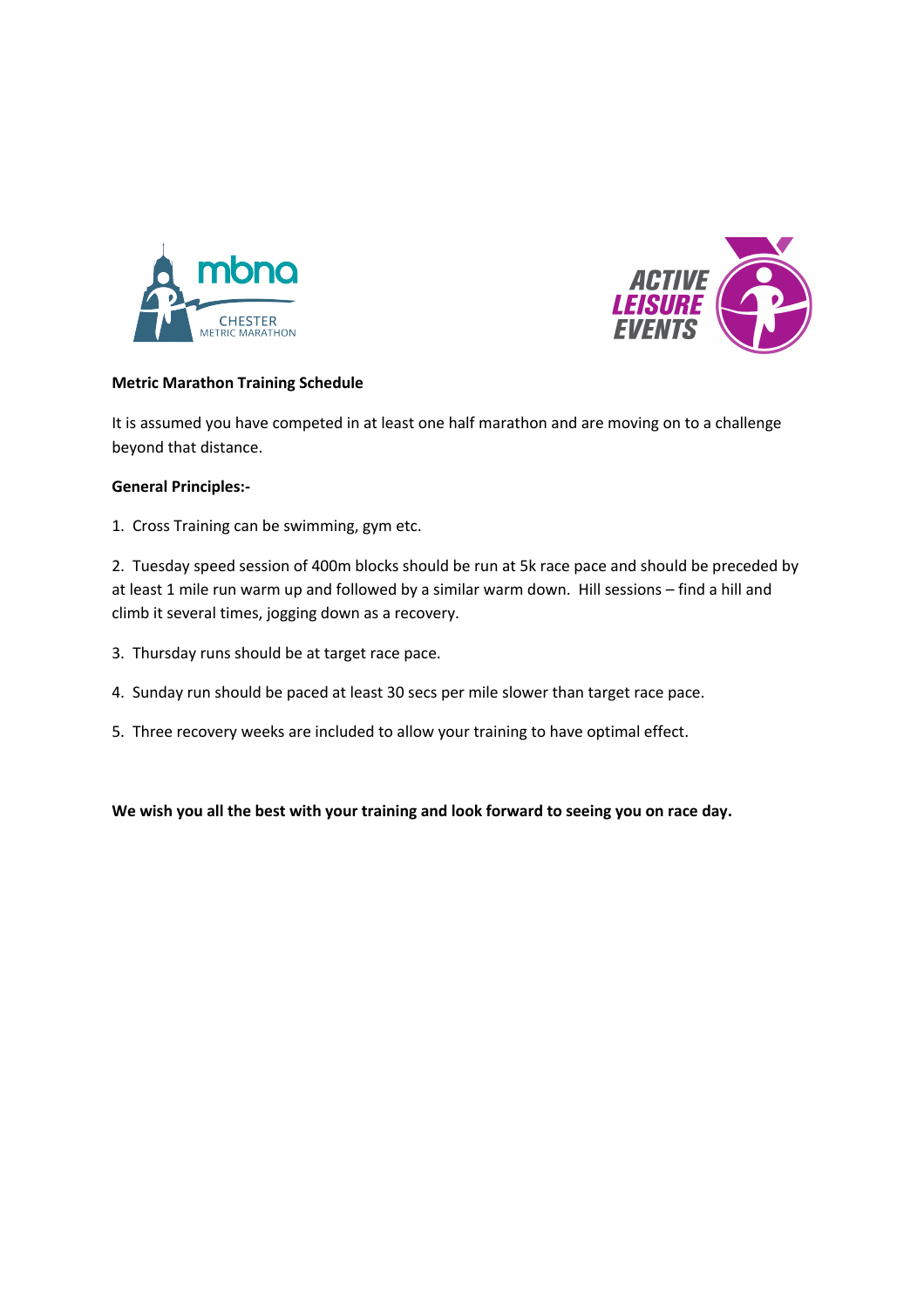**Metric Marathon Training Schedule**

It is assumed you have competed in at least one half marathon and are moving on to a challenge beyond that distance.

**General Principles:-**

1. Cross Training can be swimming, gym etc.

2. Tuesday speed session of 400m blocks should be run at 5k race pace and should be preceded by at least 1 mile run warm up and followed by a similar warm down. Hill sessions – find a hill and climb it several times, jogging down as a recovery.

3. Thursday runs should be at target race pace.

4. Sunday run should be paced at least 30 secs per mile slower than target race pace.

5. Three recovery weeks are included to allow your training to have optimal effect.

**We wish you all the best with your training and look forward to seeing you on race day.**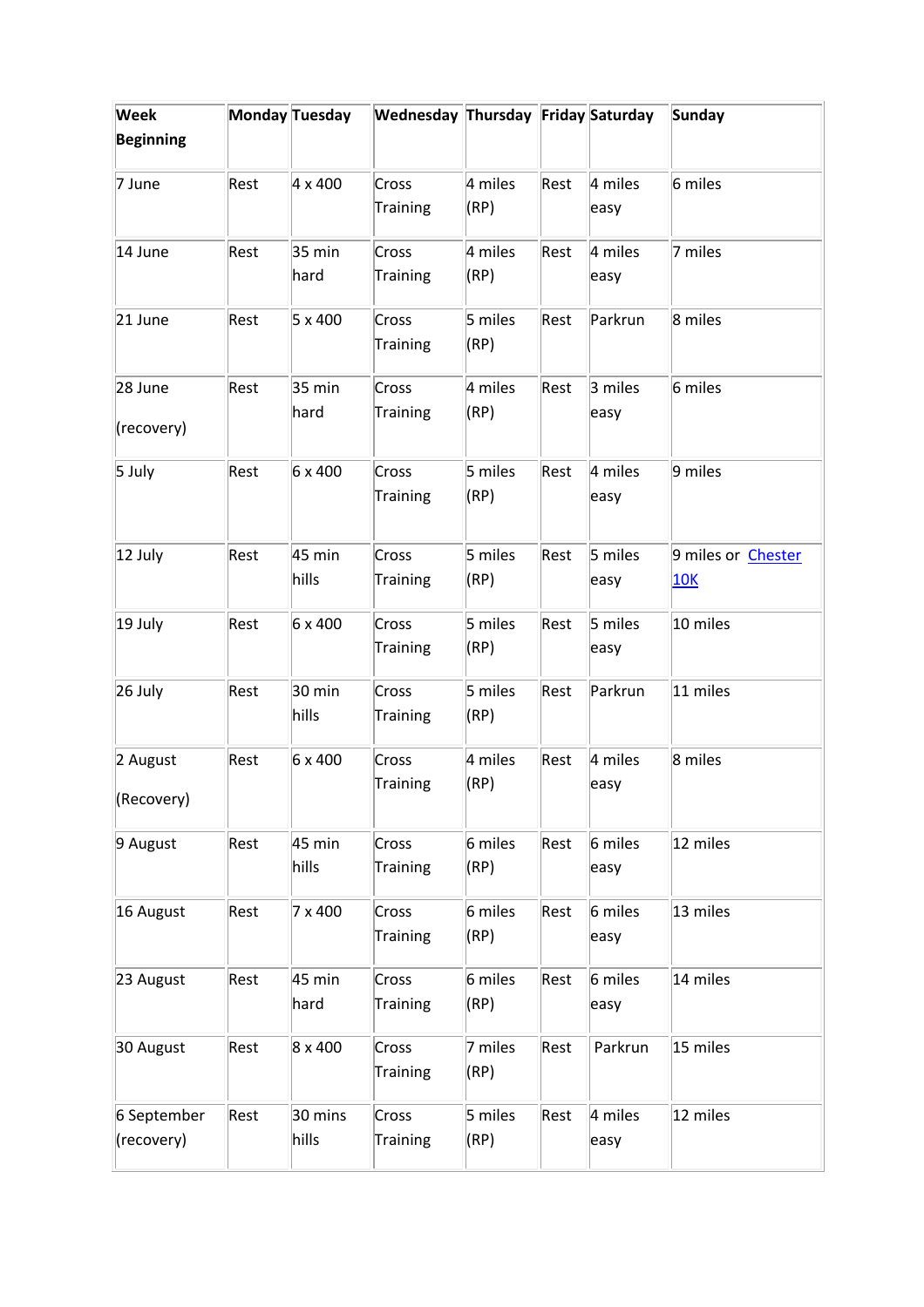| Week Beginning | Monday | Tuesday | Wednesday | Thursday | Friday | Saturday | Sunday |
|---|---|---|---|---|---|---|---|
| 7 June | Rest | 4 x 400 | Cross Training | 4 miles (RP) | Rest | 4 miles easy | 6 miles |
| 14 June | Rest | 35 min hard | Cross Training | 4 miles (RP) | Rest | 4 miles easy | 7 miles |
| 21 June | Rest | 5 x 400 | Cross Training | 5 miles (RP) | Rest | Parkrun | 8 miles |
| 28 June (recovery) | Rest | 35 min hard | Cross Training | 4 miles (RP) | Rest | 3 miles easy | 6 miles |
| 5 July | Rest | 6 x 400 | Cross Training | 5 miles (RP) | Rest | 4 miles easy | 9 miles |
| 12 July | Rest | 45 min hills | Cross Training | 5 miles (RP) | Rest | 5 miles easy | 9 miles or Chester 10K |
| 19 July | Rest | 6 x 400 | Cross Training | 5 miles (RP) | Rest | 5 miles easy | 10 miles |
| 26 July | Rest | 30 min hills | Cross Training | 5 miles (RP) | Rest | Parkrun | 11 miles |
| 2 August (Recovery) | Rest | 6 x 400 | Cross Training | 4 miles (RP) | Rest | 4 miles easy | 8 miles |
| 9 August | Rest | 45 min hills | Cross Training | 6 miles (RP) | Rest | 6 miles easy | 12 miles |
| 16 August | Rest | 7 x 400 | Cross Training | 6 miles (RP) | Rest | 6 miles easy | 13 miles |
| 23 August | Rest | 45 min hard | Cross Training | 6 miles (RP) | Rest | 6 miles easy | 14 miles |
| 30 August | Rest | 8 x 400 | Cross Training | 7 miles (RP) | Rest | Parkrun | 15 miles |
| 6 September (recovery) | Rest | 30 mins hills | Cross Training | 5 miles (RP) | Rest | 4 miles easy | 12 miles |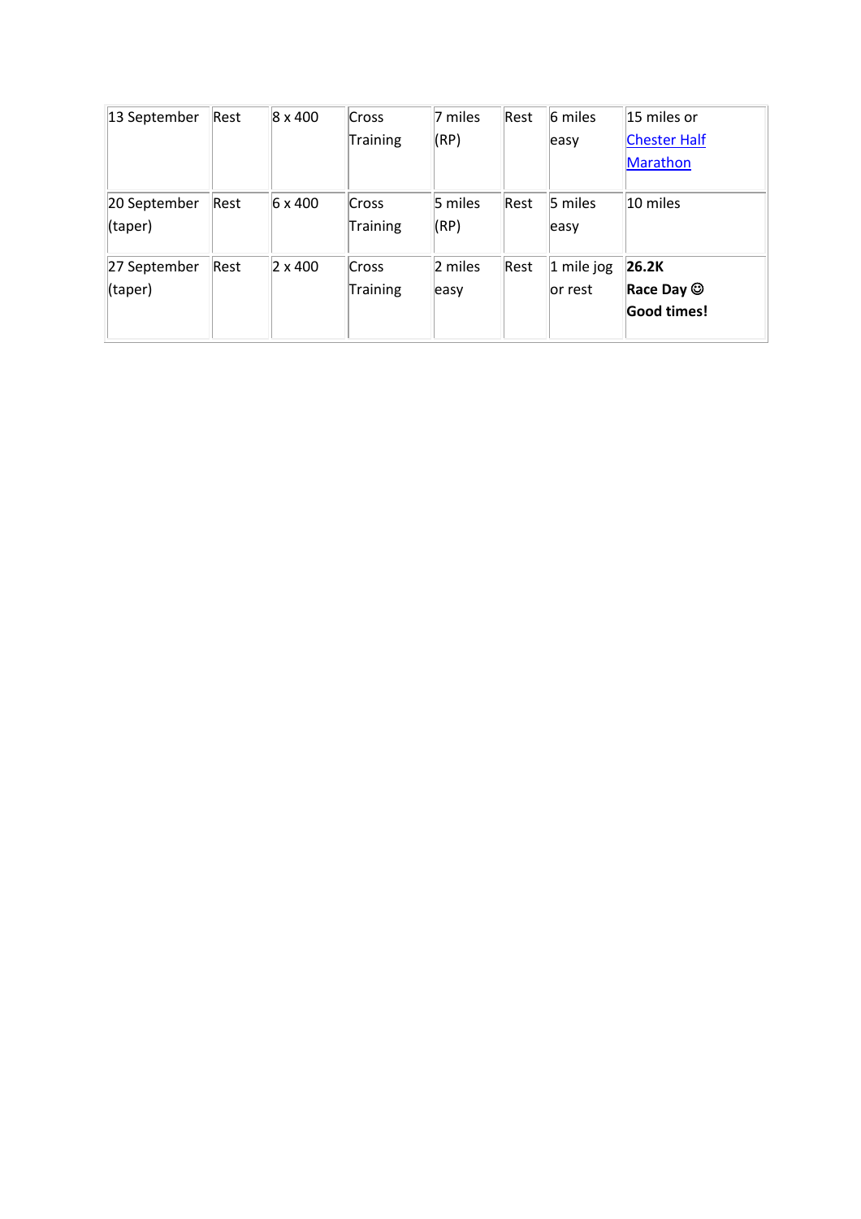| | | | | | | | |
|---|---|---|---|---|---|---|---|
| 13 September | Rest | 8 x 400 | Cross Training | 7 miles (RP) | Rest | 6 miles easy | 15 miles or Chester Half Marathon |
| 20 September (taper) | Rest | 6 x 400 | Cross Training | 5 miles (RP) | Rest | 5 miles easy | 10 miles |
| 27 September (taper) | Rest | 2 x 400 | Cross Training | 2 miles easy | Rest | 1 mile jog or rest | **26.2K Race Day ☺ Good times!** |